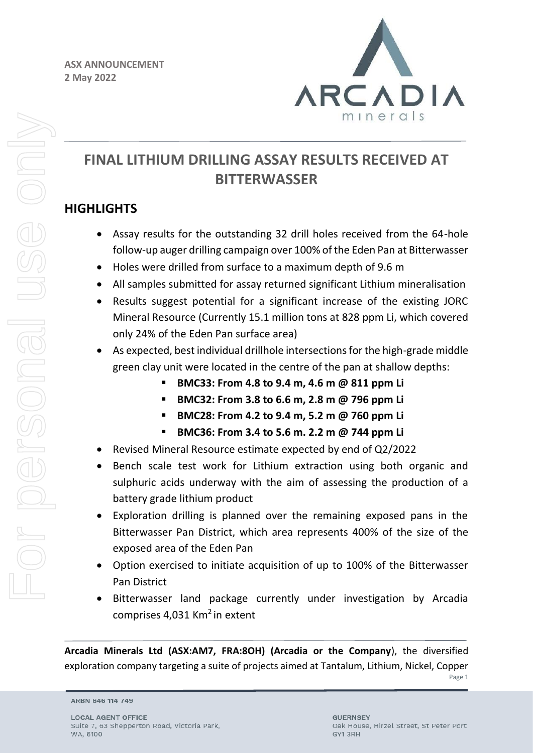**ASX ANNOUNCEMENT**
**2 May 2022**

# FINAL LITHIUM DRILLING ASSAY RESULTS RECEIVED AT BITTERWASSER

## HIGHLIGHTS

- Assay results for the outstanding 32 drill holes received from the 64-hole follow-up auger drilling campaign over 100% of the Eden Pan at Bitterwasser
- Holes were drilled from surface to a maximum depth of 9.6 m
- All samples submitted for assay returned significant Lithium mineralisation
- Results suggest potential for a significant increase of the existing JORC Mineral Resource (Currently 15.1 million tons at 828 ppm Li, which covered only 24% of the Eden Pan surface area)
- As expected, best individual drillhole intersections for the high-grade middle green clay unit were located in the centre of the pan at shallow depths:
  - **BMC33: From 4.8 to 9.4 m, 4.6 m @ 811 ppm Li**
  - **BMC32: From 3.8 to 6.6 m, 2.8 m @ 796 ppm Li**
  - **BMC28: From 4.2 to 9.4 m, 5.2 m @ 760 ppm Li**
  - **BMC36: From 3.4 to 5.6 m. 2.2 m @ 744 ppm Li**
- Revised Mineral Resource estimate expected by end of Q2/2022
- Bench scale test work for Lithium extraction using both organic and sulphuric acids underway with the aim of assessing the production of a battery grade lithium product
- Exploration drilling is planned over the remaining exposed pans in the Bitterwasser Pan District, which area represents 400% of the size of the exposed area of the Eden Pan
- Option exercised to initiate acquisition of up to 100% of the Bitterwasser Pan District
- Bitterwasser land package currently under investigation by Arcadia comprises 4,031 $Km^2$ in extent

**Arcadia Minerals Ltd (ASX:AM7, FRA:8OH) (Arcadia or the Company**), the diversified exploration company targeting a suite of projects aimed at Tantalum, Lithium, Nickel, Copper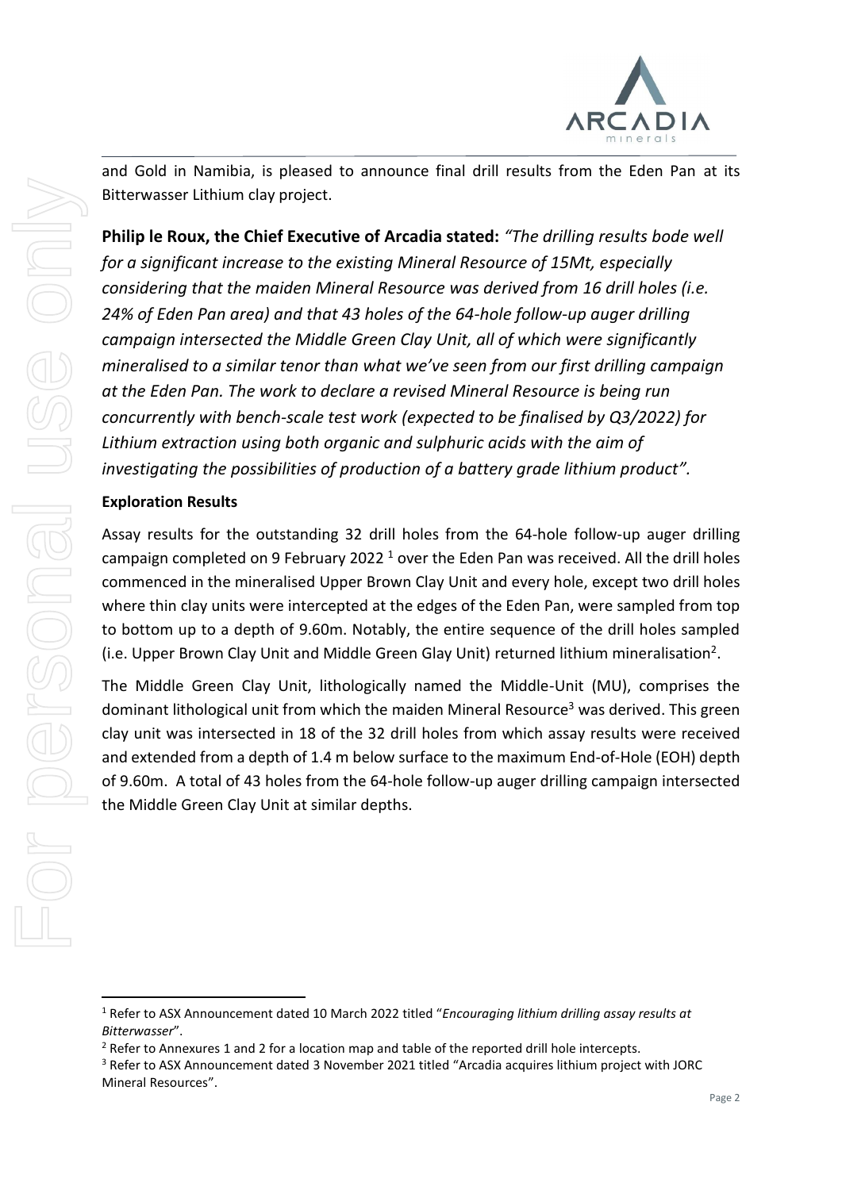and Gold in Namibia, is pleased to announce final drill results from the Eden Pan at its Bitterwasser Lithium clay project.

**Philip le Roux, the Chief Executive of Arcadia stated:** *"The drilling results bode well for a significant increase to the existing Mineral Resource of 15Mt, especially considering that the maiden Mineral Resource was derived from 16 drill holes (i.e. 24% of Eden Pan area) and that 43 holes of the 64-hole follow-up auger drilling campaign intersected the Middle Green Clay Unit, all of which were significantly mineralised to a similar tenor than what we've seen from our first drilling campaign at the Eden Pan. The work to declare a revised Mineral Resource is being run concurrently with bench-scale test work (expected to be finalised by Q3/2022) for Lithium extraction using both organic and sulphuric acids with the aim of investigating the possibilities of production of a battery grade lithium product".*

**Exploration Results**

Assay results for the outstanding 32 drill holes from the 64-hole follow-up auger drilling campaign completed on 9 February 2022 [1] over the Eden Pan was received. All the drill holes commenced in the mineralised Upper Brown Clay Unit and every hole, except two drill holes where thin clay units were intercepted at the edges of the Eden Pan, were sampled from top to bottom up to a depth of 9.60m. Notably, the entire sequence of the drill holes sampled (i.e. Upper Brown Clay Unit and Middle Green Glay Unit) returned lithium mineralisation[2].

The Middle Green Clay Unit, lithologically named the Middle-Unit (MU), comprises the dominant lithological unit from which the maiden Mineral Resource[3] was derived. This green clay unit was intersected in 18 of the 32 drill holes from which assay results were received and extended from a depth of 1.4 m below surface to the maximum End-of-Hole (EOH) depth of 9.60m. A total of 43 holes from the 64-hole follow-up auger drilling campaign intersected the Middle Green Clay Unit at similar depths.

---

[1] Refer to ASX Announcement dated 10 March 2022 titled "*Encouraging lithium drilling assay results at Bitterwasser*".

[2] Refer to Annexures 1 and 2 for a location map and table of the reported drill hole intercepts.

[3] Refer to ASX Announcement dated 3 November 2021 titled "Arcadia acquires lithium project with JORC Mineral Resources".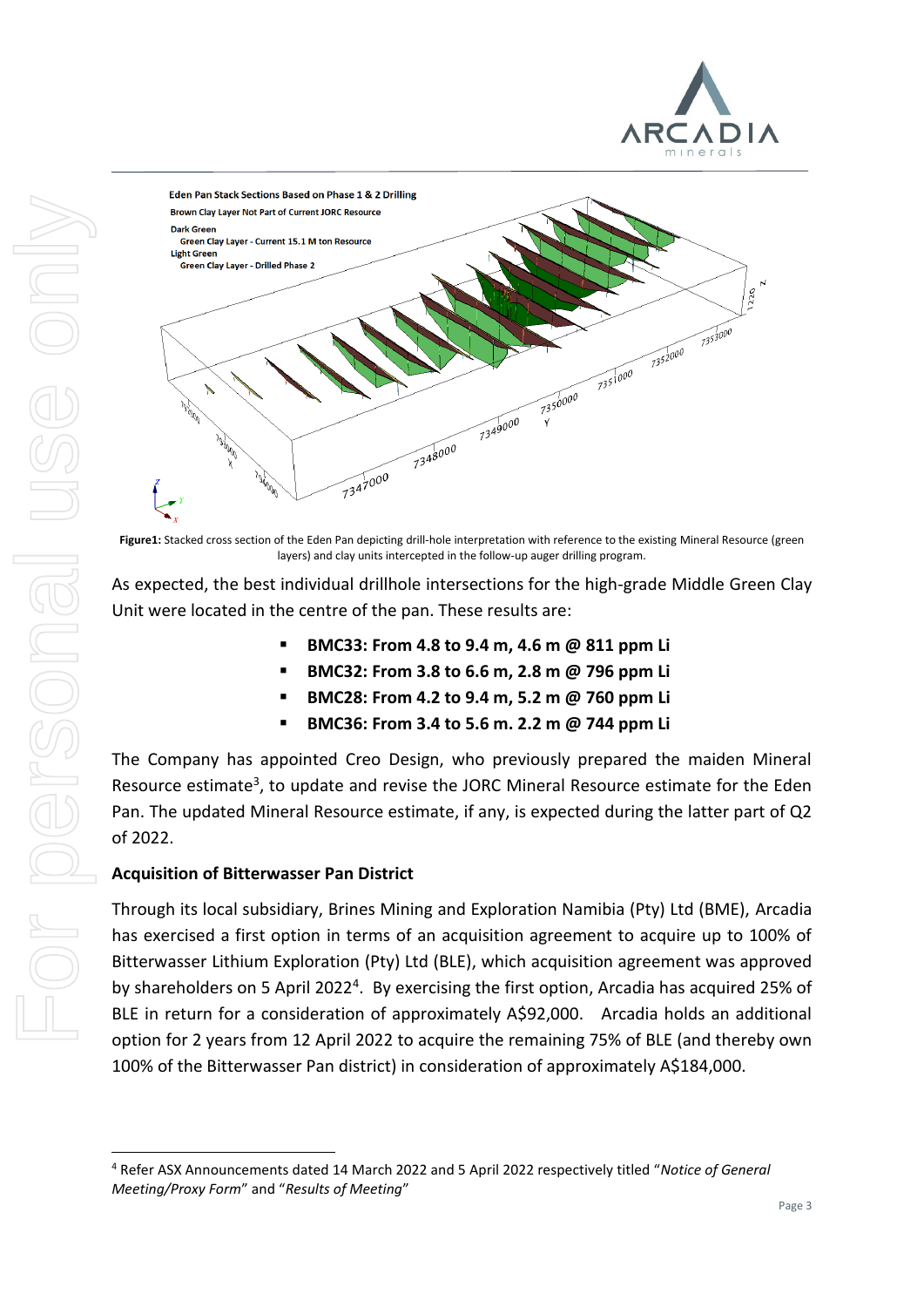Eden Pan Stack Sections Based on Phase 1 & 2 Drilling
Brown Clay Layer Not Part of Current JORC Resource
Dark Green
Green Clay Layer - Current 15.1 M ton Resource
Light Green
Green Clay Layer - Drilled Phase 2

1220
Z
7353000
7352000
7351000
7350000
Y
7349000
7348000
7347000
X

**Figure1:** Stacked cross section of the Eden Pan depicting drill-hole interpretation with reference to the existing Mineral Resource (green layers) and clay units intercepted in the follow-up auger drilling program.

As expected, the best individual drillhole intersections for the high-grade Middle Green Clay Unit were located in the centre of the pan. These results are:

- **BMC33: From 4.8 to 9.4 m, 4.6 m @ 811 ppm Li**
- **BMC32: From 3.8 to 6.6 m, 2.8 m @ 796 ppm Li**
- **BMC28: From 4.2 to 9.4 m, 5.2 m @ 760 ppm Li**
- **BMC36: From 3.4 to 5.6 m. 2.2 m @ 744 ppm Li**

The Company has appointed Creo Design, who previously prepared the maiden Mineral Resource estimate[3], to update and revise the JORC Mineral Resource estimate for the Eden Pan. The updated Mineral Resource estimate, if any, is expected during the latter part of Q2 of 2022.

**Acquisition of Bitterwasser Pan District**

Through its local subsidiary, Brines Mining and Exploration Namibia (Pty) Ltd (BME), Arcadia has exercised a first option in terms of an acquisition agreement to acquire up to 100% of Bitterwasser Lithium Exploration (Pty) Ltd (BLE), which acquisition agreement was approved by shareholders on 5 April 2022[4]. By exercising the first option, Arcadia has acquired 25% of BLE in return for a consideration of approximately A$92,000. Arcadia holds an additional option for 2 years from 12 April 2022 to acquire the remaining 75% of BLE (and thereby own 100% of the Bitterwasser Pan district) in consideration of approximately A$184,000.

[4] Refer ASX Announcements dated 14 March 2022 and 5 April 2022 respectively titled "*Notice of General Meeting/Proxy Form*" and "*Results of Meeting*"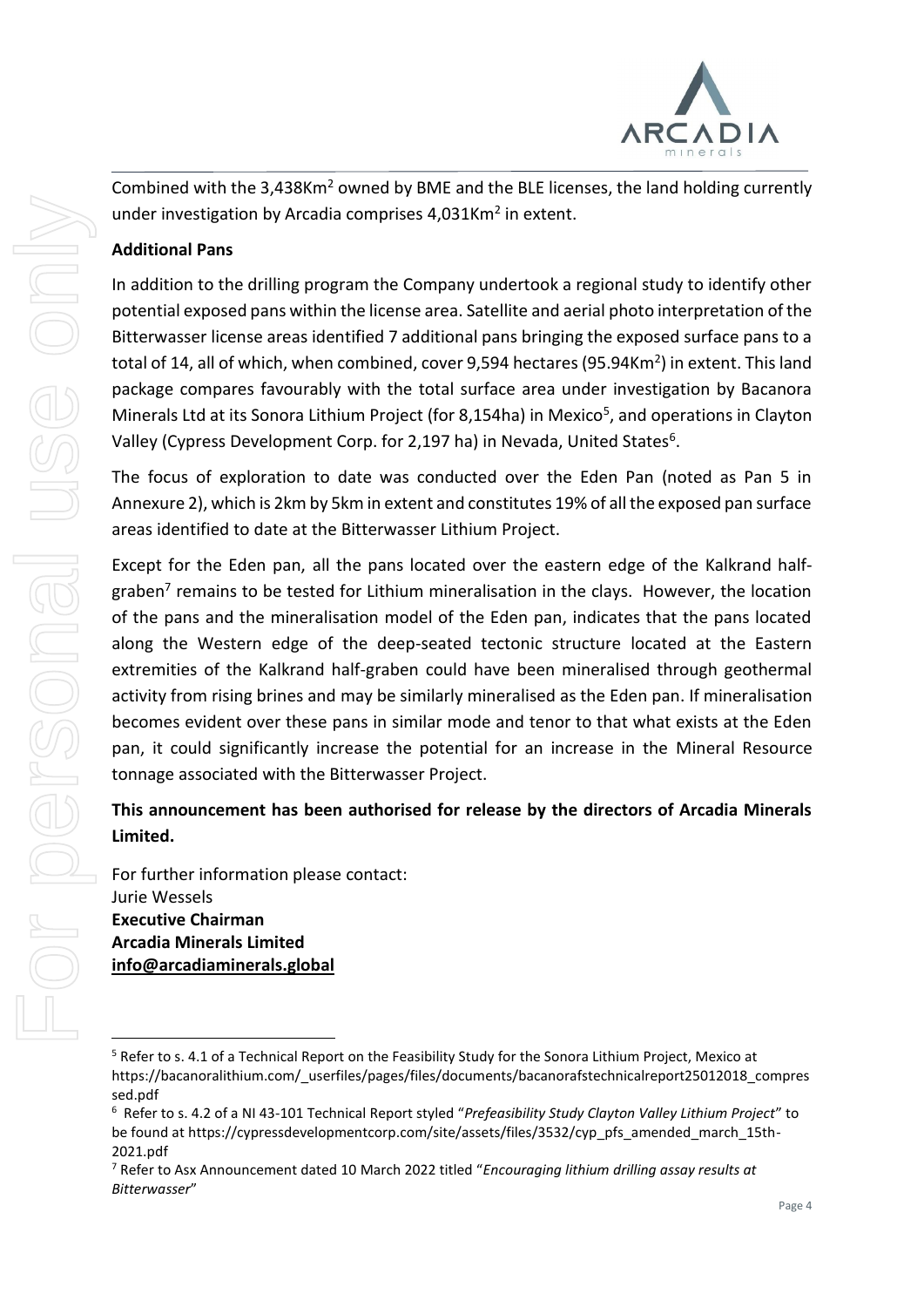Combined with the 3,438Km$^2$ owned by BME and the BLE licenses, the land holding currently under investigation by Arcadia comprises 4,031Km$^2$ in extent.

**Additional Pans**

In addition to the drilling program the Company undertook a regional study to identify other potential exposed pans within the license area. Satellite and aerial photo interpretation of the Bitterwasser license areas identified 7 additional pans bringing the exposed surface pans to a total of 14, all of which, when combined, cover 9,594 hectares (95.94Km$^2$) in extent. This land package compares favourably with the total surface area under investigation by Bacanora Minerals Ltd at its Sonora Lithium Project (for 8,154ha) in Mexico[5], and operations in Clayton Valley (Cypress Development Corp. for 2,197 ha) in Nevada, United States[6].

The focus of exploration to date was conducted over the Eden Pan (noted as Pan 5 in Annexure 2), which is 2km by 5km in extent and constitutes 19% of all the exposed pan surface areas identified to date at the Bitterwasser Lithium Project.

Except for the Eden pan, all the pans located over the eastern edge of the Kalkrand half-graben[7] remains to be tested for Lithium mineralisation in the clays. However, the location of the pans and the mineralisation model of the Eden pan, indicates that the pans located along the Western edge of the deep-seated tectonic structure located at the Eastern extremities of the Kalkrand half-graben could have been mineralised through geothermal activity from rising brines and may be similarly mineralised as the Eden pan. If mineralisation becomes evident over these pans in similar mode and tenor to that what exists at the Eden pan, it could significantly increase the potential for an increase in the Mineral Resource tonnage associated with the Bitterwasser Project.

**This announcement has been authorised for release by the directors of Arcadia Minerals Limited.**

For further information please contact:
Jurie Wessels
**Executive Chairman**
**Arcadia Minerals Limited**
**info@arcadiaminerals.global**

---

[5] Refer to s. 4.1 of a Technical Report on the Feasibility Study for the Sonora Lithium Project, Mexico at https://bacanoralithium.com/_userfiles/pages/files/documents/bacanorafstechnicalreport25012018_compressed.pdf

[6] Refer to s. 4.2 of a NI 43-101 Technical Report styled "*Prefeasibility Study Clayton Valley Lithium Project*" to be found at https://cypressdevelopmentcorp.com/site/assets/files/3532/cyp_pfs_amended_march_15th-2021.pdf

[7] Refer to Asx Announcement dated 10 March 2022 titled "*Encouraging lithium drilling assay results at Bitterwasser*"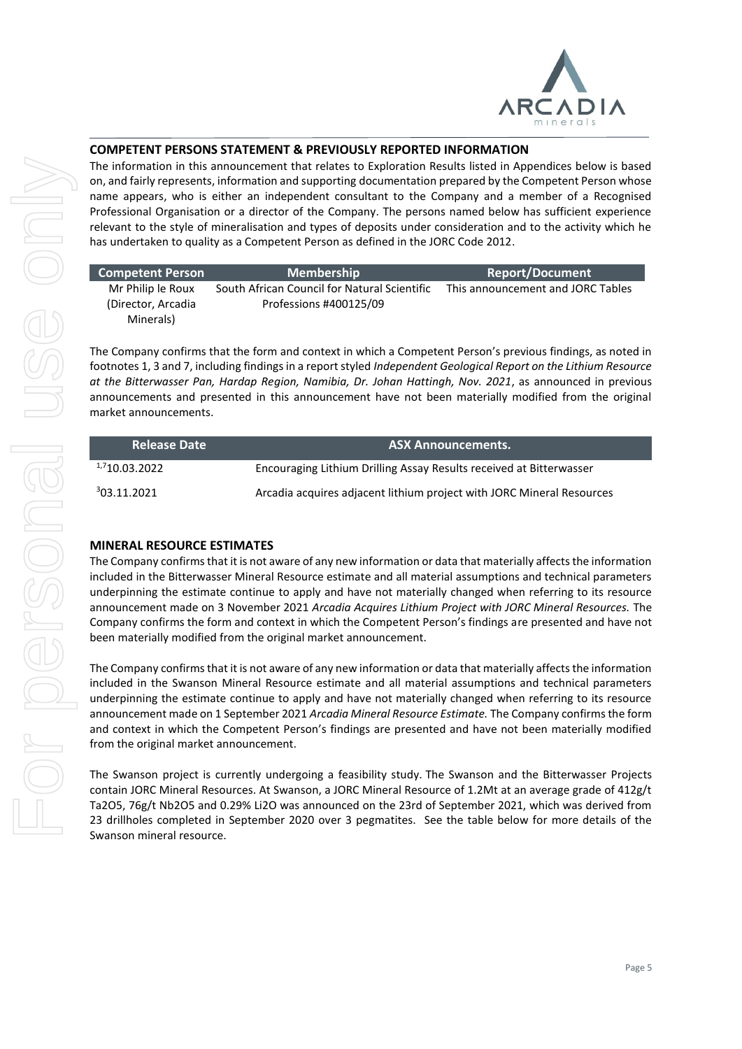## COMPETENT PERSONS STATEMENT & PREVIOUSLY REPORTED INFORMATION

The information in this announcement that relates to Exploration Results listed in Appendices below is based on, and fairly represents, information and supporting documentation prepared by the Competent Person whose name appears, who is either an independent consultant to the Company and a member of a Recognised Professional Organisation or a director of the Company. The persons named below has sufficient experience relevant to the style of mineralisation and types of deposits under consideration and to the activity which he has undertaken to quality as a Competent Person as defined in the JORC Code 2012.

| Competent Person | Membership | Report/Document |
| --- | --- | --- |
| Mr Philip le Roux (Director, Arcadia Minerals) | South African Council for Natural Scientific Professions #400125/09 | This announcement and JORC Tables |

The Company confirms that the form and context in which a Competent Person's previous findings, as noted in footnotes 1, 3 and 7, including findings in a report styled *Independent Geological Report on the Lithium Resource at the Bitterwasser Pan, Hardap Region, Namibia, Dr. Johan Hattingh, Nov. 2021*, as announced in previous announcements and presented in this announcement have not been materially modified from the original market announcements.

| Release Date | ASX Announcements. |
| --- | --- |
| [1,7]10.03.2022 | Encouraging Lithium Drilling Assay Results received at Bitterwasser |
| [3]03.11.2021 | Arcadia acquires adjacent lithium project with JORC Mineral Resources |

## MINERAL RESOURCE ESTIMATES

The Company confirms that it is not aware of any new information or data that materially affects the information included in the Bitterwasser Mineral Resource estimate and all material assumptions and technical parameters underpinning the estimate continue to apply and have not materially changed when referring to its resource announcement made on 3 November 2021 *Arcadia Acquires Lithium Project with JORC Mineral Resources.* The Company confirms the form and context in which the Competent Person's findings are presented and have not been materially modified from the original market announcement.

The Company confirms that it is not aware of any new information or data that materially affects the information included in the Swanson Mineral Resource estimate and all material assumptions and technical parameters underpinning the estimate continue to apply and have not materially changed when referring to its resource announcement made on 1 September 2021 *Arcadia Mineral Resource Estimate.* The Company confirms the form and context in which the Competent Person's findings are presented and have not been materially modified from the original market announcement.

The Swanson project is currently undergoing a feasibility study. The Swanson and the Bitterwasser Projects contain JORC Mineral Resources. At Swanson, a JORC Mineral Resource of 1.2Mt at an average grade of 412g/t $Ta_2O_5$, 76g/t $Nb_2O_5$ and 0.29% $Li_2O$ was announced on the 23rd of September 2021, which was derived from 23 drillholes completed in September 2020 over 3 pegmatites. See the table below for more details of the Swanson mineral resource.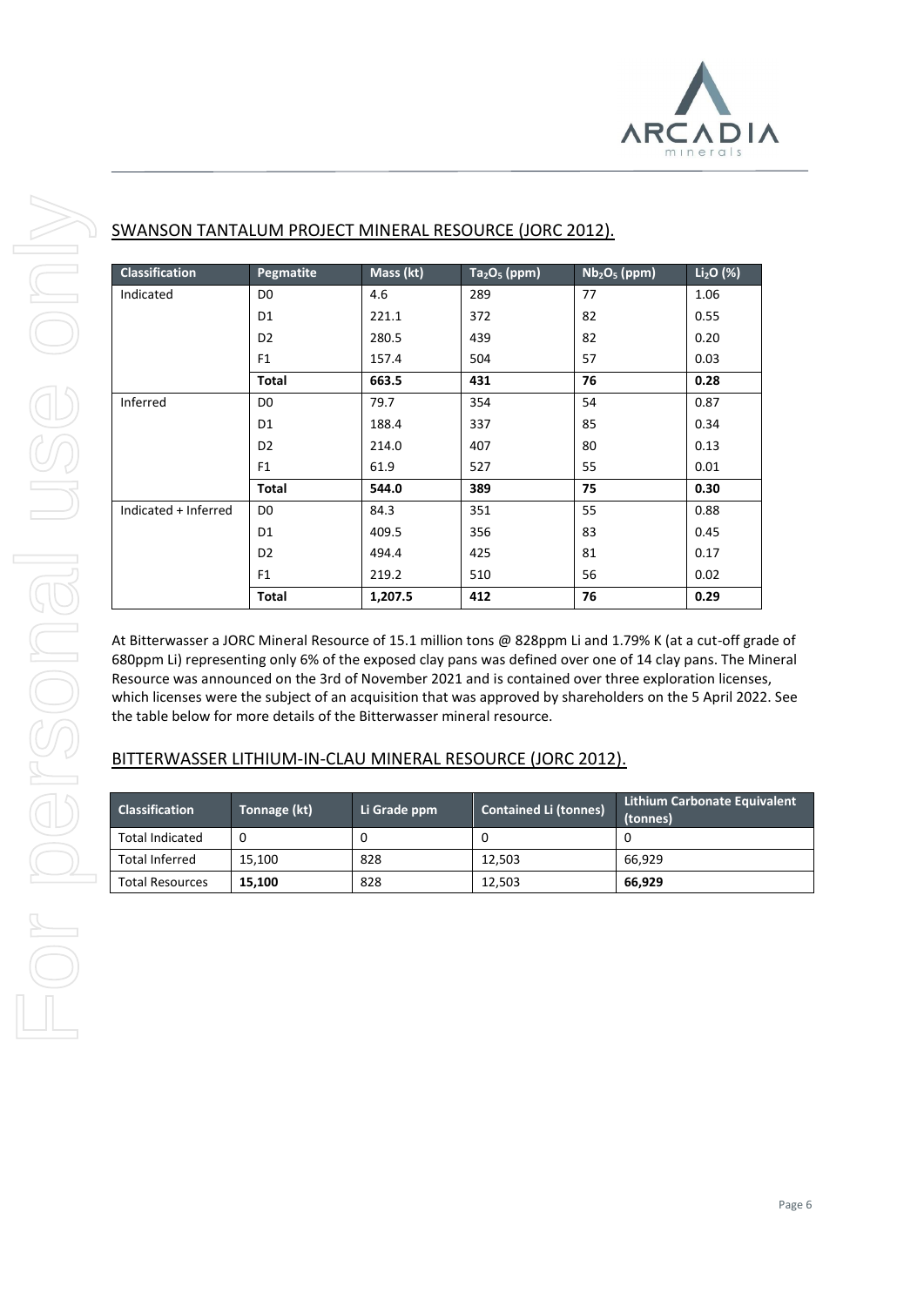## SWANSON TANTALUM PROJECT MINERAL RESOURCE (JORC 2012).

| Classification | Pegmatite | Mass (kt) | $Ta_2O_5$ (ppm) | $Nb_2O_5$ (ppm) | $Li_2O$ (%) |
|---|---|---|---|---|---|
| Indicated | D0 | 4.6 | 289 | 77 | 1.06 |
| | D1 | 221.1 | 372 | 82 | 0.55 |
| | D2 | 280.5 | 439 | 82 | 0.20 |
| | F1 | 157.4 | 504 | 57 | 0.03 |
| | **Total** | **663.5** | **431** | **76** | **0.28** |
| Inferred | D0 | 79.7 | 354 | 54 | 0.87 |
| | D1 | 188.4 | 337 | 85 | 0.34 |
| | D2 | 214.0 | 407 | 80 | 0.13 |
| | F1 | 61.9 | 527 | 55 | 0.01 |
| | **Total** | **544.0** | **389** | **75** | **0.30** |
| Indicated + Inferred | D0 | 84.3 | 351 | 55 | 0.88 |
| | D1 | 409.5 | 356 | 83 | 0.45 |
| | D2 | 494.4 | 425 | 81 | 0.17 |
| | F1 | 219.2 | 510 | 56 | 0.02 |
| | **Total** | **1,207.5** | **412** | **76** | **0.29** |

At Bitterwasser a JORC Mineral Resource of 15.1 million tons @ 828ppm Li and 1.79% K (at a cut-off grade of 680ppm Li) representing only 6% of the exposed clay pans was defined over one of 14 clay pans. The Mineral Resource was announced on the 3rd of November 2021 and is contained over three exploration licenses, which licenses were the subject of an acquisition that was approved by shareholders on the 5 April 2022. See the table below for more details of the Bitterwasser mineral resource.

## BITTERWASSER LITHIUM-IN-CLAU MINERAL RESOURCE (JORC 2012).

| Classification | Tonnage (kt) | Li Grade ppm | Contained Li (tonnes) | Lithium Carbonate Equivalent (tonnes) |
|---|---|---|---|---|
| Total Indicated | 0 | 0 | 0 | 0 |
| Total Inferred | 15,100 | 828 | 12,503 | 66,929 |
| Total Resources | **15,100** | 828 | 12,503 | **66,929** |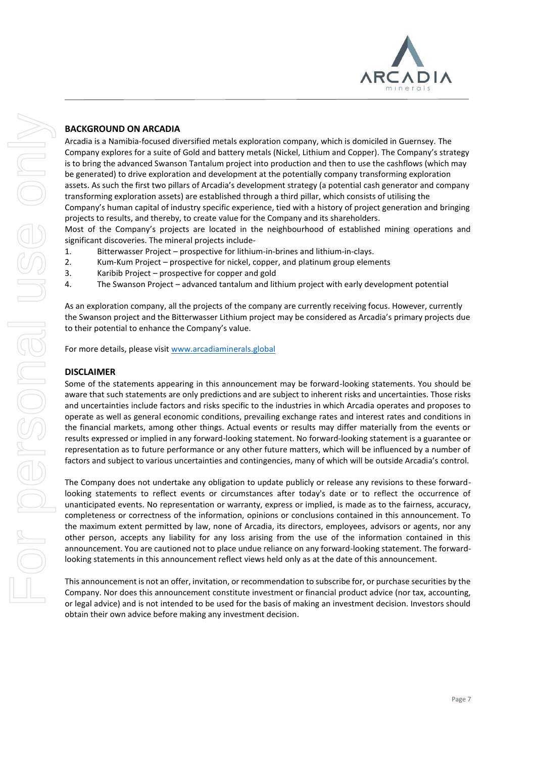## BACKGROUND ON ARCADIA

Arcadia is a Namibia-focused diversified metals exploration company, which is domiciled in Guernsey. The Company explores for a suite of Gold and battery metals (Nickel, Lithium and Copper). The Company's strategy is to bring the advanced Swanson Tantalum project into production and then to use the cashflows (which may be generated) to drive exploration and development at the potentially company transforming exploration assets. As such the first two pillars of Arcadia's development strategy (a potential cash generator and company transforming exploration assets) are established through a third pillar, which consists of utilising the Company's human capital of industry specific experience, tied with a history of project generation and bringing projects to results, and thereby, to create value for the Company and its shareholders.

Most of the Company's projects are located in the neighbourhood of established mining operations and significant discoveries. The mineral projects include-

1. Bitterwasser Project – prospective for lithium-in-brines and lithium-in-clays.
2. Kum-Kum Project – prospective for nickel, copper, and platinum group elements
3. Karibib Project – prospective for copper and gold
4. The Swanson Project – advanced tantalum and lithium project with early development potential

As an exploration company, all the projects of the company are currently receiving focus. However, currently the Swanson project and the Bitterwasser Lithium project may be considered as Arcadia's primary projects due to their potential to enhance the Company's value.

For more details, please visit www.arcadiaminerals.global

## DISCLAIMER

Some of the statements appearing in this announcement may be forward-looking statements. You should be aware that such statements are only predictions and are subject to inherent risks and uncertainties. Those risks and uncertainties include factors and risks specific to the industries in which Arcadia operates and proposes to operate as well as general economic conditions, prevailing exchange rates and interest rates and conditions in the financial markets, among other things. Actual events or results may differ materially from the events or results expressed or implied in any forward-looking statement. No forward-looking statement is a guarantee or representation as to future performance or any other future matters, which will be influenced by a number of factors and subject to various uncertainties and contingencies, many of which will be outside Arcadia's control.

The Company does not undertake any obligation to update publicly or release any revisions to these forward-looking statements to reflect events or circumstances after today's date or to reflect the occurrence of unanticipated events. No representation or warranty, express or implied, is made as to the fairness, accuracy, completeness or correctness of the information, opinions or conclusions contained in this announcement. To the maximum extent permitted by law, none of Arcadia, its directors, employees, advisors or agents, nor any other person, accepts any liability for any loss arising from the use of the information contained in this announcement. You are cautioned not to place undue reliance on any forward-looking statement. The forward-looking statements in this announcement reflect views held only as at the date of this announcement.

This announcement is not an offer, invitation, or recommendation to subscribe for, or purchase securities by the Company. Nor does this announcement constitute investment or financial product advice (nor tax, accounting, or legal advice) and is not intended to be used for the basis of making an investment decision. Investors should obtain their own advice before making any investment decision.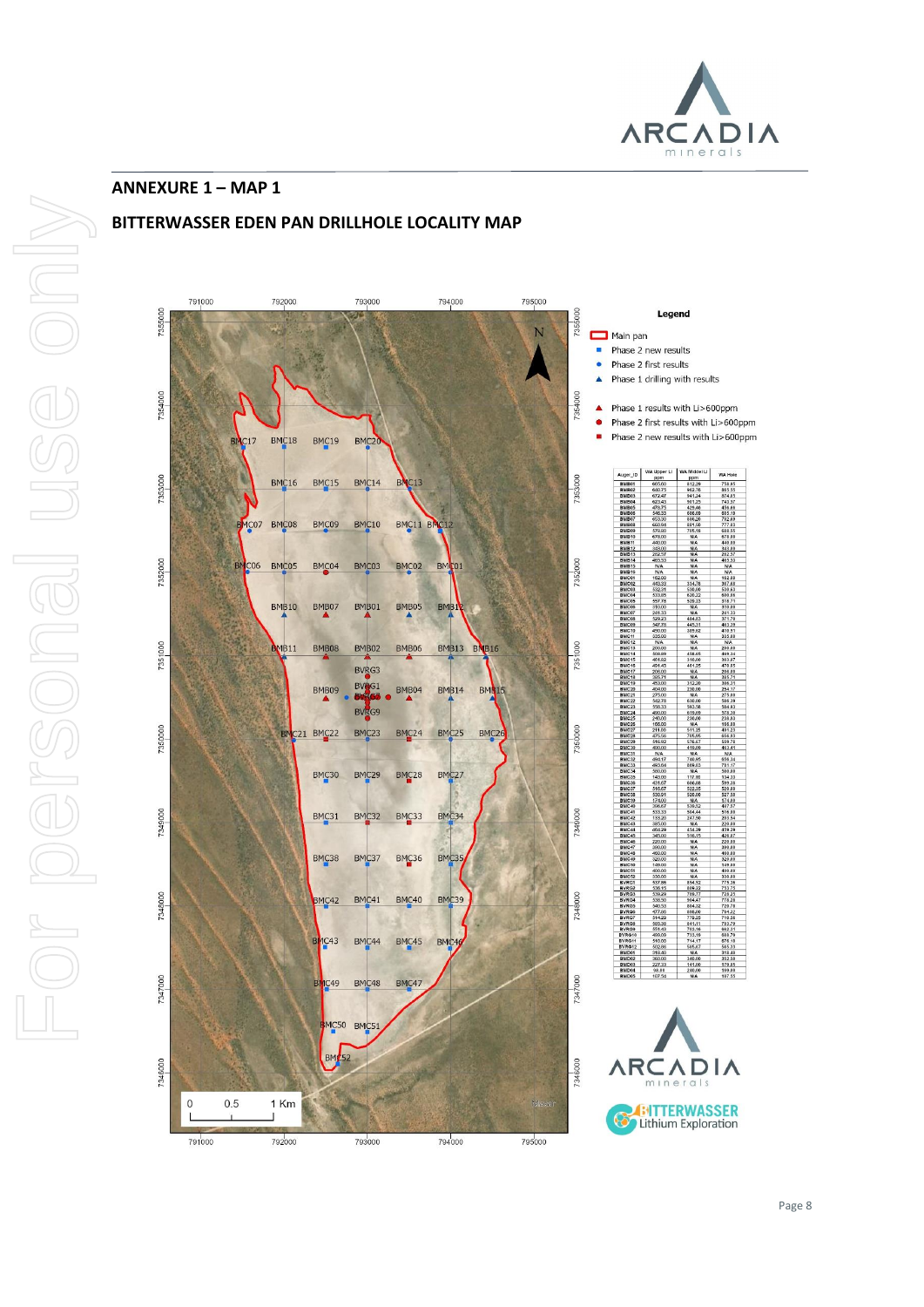## ANNEXURE 1 – MAP 1

## BITTERWASSER EDEN PAN DRILLHOLE LOCALITY MAP

Legend

Main pan

Phase 2 new results

Phase 2 first results

Phase 1 drilling with results

Phase 1 results with Li>600ppm

Phase 2 first results with Li>600ppm

Phase 2 new results with Li>600ppm

Auger_ID | WA Upper Li ppm | WA Middle Li ppm | WA Hole

N

0 0.5 1 Km

791000 792000 793000 794000 795000

7355000 7354000 7353000 7352000 7351000 7350000 7349000 7348000 7347000 7346000

BMC17 BMC18 BMC19 BMC20

BMC16 BMC15 BMC14 BMC13

BMC07 BMC08 BMC09 BMC10 BMC11 BMC12

BMC06 BMC05 BMC04 BMC03 BMC02 BMC01

BMB10 BMB07 BMB01 BMB05 BMB12

BMB11 BMB08 BMB02 BMB06 BMB13 BMB16

BVRG3 BVRG1 BVRG9

BMB09 BMB04 BMB14 BMB15

BMC21 BMC22 BMC23 BMC24 BMC25 BMC26

BMC30 BMC29 BMC28 BMC27

BMC31 BMC32 BMC33 BMC34

BMC38 BMC37 BMC36 BMC35

BMC42 BMC41 BMC40 BMC39

BMC43 BMC44 BMC45 BMC46

BMC49 BMC48 BMC47

BMC50 BMC51

BMC52

ARCADIA minerals

BITTERWASSER Lithium Exploration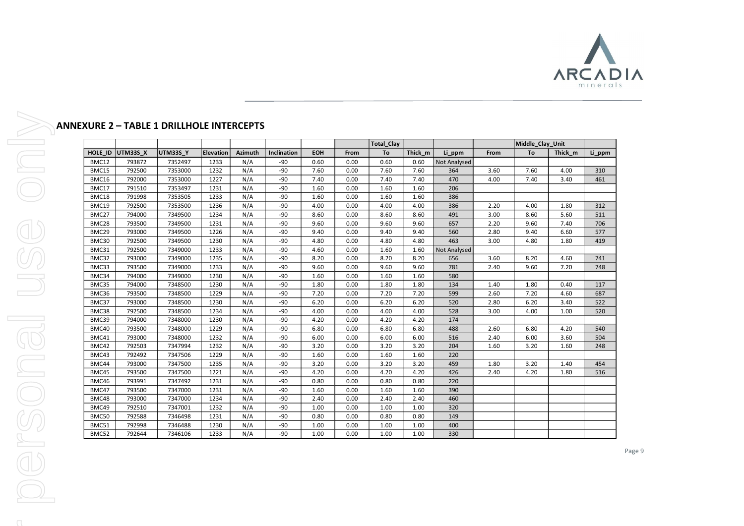## ANNEXURE 2 – TABLE 1 DRILLHOLE INTERCEPTS

| | | | | | | | | Total_Clay | | | | Middle_Clay_Unit | | |
|---|---|---|---|---|---|---|---|---|---|---|---|---|---|---|
| HOLE_ID | UTM33S_X | UTM33S_Y | Elevation | Azimuth | Inclination | EOH | From | To | Thick_m | Li_ppm | From | To | Thick_m | Li_ppm |
| BMC12 | 793872 | 7352497 | 1233 | N/A | -90 | 0.60 | 0.00 | 0.60 | 0.60 | Not Analysed | | | | |
| BMC15 | 792500 | 7353000 | 1232 | N/A | -90 | 7.60 | 0.00 | 7.60 | 7.60 | 364 | 3.60 | 7.60 | 4.00 | 310 |
| BMC16 | 792000 | 7353000 | 1227 | N/A | -90 | 7.40 | 0.00 | 7.40 | 7.40 | 470 | 4.00 | 7.40 | 3.40 | 461 |
| BMC17 | 791510 | 7353497 | 1231 | N/A | -90 | 1.60 | 0.00 | 1.60 | 1.60 | 206 | | | | |
| BMC18 | 791998 | 7353505 | 1233 | N/A | -90 | 1.60 | 0.00 | 1.60 | 1.60 | 386 | | | | |
| BMC19 | 792500 | 7353500 | 1236 | N/A | -90 | 4.00 | 0.00 | 4.00 | 4.00 | 386 | 2.20 | 4.00 | 1.80 | 312 |
| BMC27 | 794000 | 7349500 | 1234 | N/A | -90 | 8.60 | 0.00 | 8.60 | 8.60 | 491 | 3.00 | 8.60 | 5.60 | 511 |
| BMC28 | 793500 | 7349500 | 1231 | N/A | -90 | 9.60 | 0.00 | 9.60 | 9.60 | 657 | 2.20 | 9.60 | 7.40 | 706 |
| BMC29 | 793000 | 7349500 | 1226 | N/A | -90 | 9.40 | 0.00 | 9.40 | 9.40 | 560 | 2.80 | 9.40 | 6.60 | 577 |
| BMC30 | 792500 | 7349500 | 1230 | N/A | -90 | 4.80 | 0.00 | 4.80 | 4.80 | 463 | 3.00 | 4.80 | 1.80 | 419 |
| BMC31 | 792500 | 7349000 | 1233 | N/A | -90 | 4.60 | 0.00 | 1.60 | 1.60 | Not Analysed | | | | |
| BMC32 | 793000 | 7349000 | 1235 | N/A | -90 | 8.20 | 0.00 | 8.20 | 8.20 | 656 | 3.60 | 8.20 | 4.60 | 741 |
| BMC33 | 793500 | 7349000 | 1233 | N/A | -90 | 9.60 | 0.00 | 9.60 | 9.60 | 781 | 2.40 | 9.60 | 7.20 | 748 |
| BMC34 | 794000 | 7349000 | 1230 | N/A | -90 | 1.60 | 0.00 | 1.60 | 1.60 | 580 | | | | |
| BMC35 | 794000 | 7348500 | 1230 | N/A | -90 | 1.80 | 0.00 | 1.80 | 1.80 | 134 | 1.40 | 1.80 | 0.40 | 117 |
| BMC36 | 793500 | 7348500 | 1229 | N/A | -90 | 7.20 | 0.00 | 7.20 | 7.20 | 599 | 2.60 | 7.20 | 4.60 | 687 |
| BMC37 | 793000 | 7348500 | 1230 | N/A | -90 | 6.20 | 0.00 | 6.20 | 6.20 | 520 | 2.80 | 6.20 | 3.40 | 522 |
| BMC38 | 792500 | 7348500 | 1234 | N/A | -90 | 4.00 | 0.00 | 4.00 | 4.00 | 528 | 3.00 | 4.00 | 1.00 | 520 |
| BMC39 | 794000 | 7348000 | 1230 | N/A | -90 | 4.20 | 0.00 | 4.20 | 4.20 | 174 | | | | |
| BMC40 | 793500 | 7348000 | 1229 | N/A | -90 | 6.80 | 0.00 | 6.80 | 6.80 | 488 | 2.60 | 6.80 | 4.20 | 540 |
| BMC41 | 793000 | 7348000 | 1232 | N/A | -90 | 6.00 | 0.00 | 6.00 | 6.00 | 516 | 2.40 | 6.00 | 3.60 | 504 |
| BMC42 | 792503 | 7347994 | 1232 | N/A | -90 | 3.20 | 0.00 | 3.20 | 3.20 | 204 | 1.60 | 3.20 | 1.60 | 248 |
| BMC43 | 792492 | 7347506 | 1229 | N/A | -90 | 1.60 | 0.00 | 1.60 | 1.60 | 220 | | | | |
| BMC44 | 793000 | 7347500 | 1235 | N/A | -90 | 3.20 | 0.00 | 3.20 | 3.20 | 459 | 1.80 | 3.20 | 1.40 | 454 |
| BMC45 | 793500 | 7347500 | 1221 | N/A | -90 | 4.20 | 0.00 | 4.20 | 4.20 | 426 | 2.40 | 4.20 | 1.80 | 516 |
| BMC46 | 793991 | 7347492 | 1231 | N/A | -90 | 0.80 | 0.00 | 0.80 | 0.80 | 220 | | | | |
| BMC47 | 793500 | 7347000 | 1231 | N/A | -90 | 1.60 | 0.00 | 1.60 | 1.60 | 390 | | | | |
| BMC48 | 793000 | 7347000 | 1234 | N/A | -90 | 2.40 | 0.00 | 2.40 | 2.40 | 460 | | | | |
| BMC49 | 792510 | 7347001 | 1232 | N/A | -90 | 1.00 | 0.00 | 1.00 | 1.00 | 320 | | | | |
| BMC50 | 792588 | 7346498 | 1231 | N/A | -90 | 0.80 | 0.00 | 0.80 | 0.80 | 149 | | | | |
| BMC51 | 792998 | 7346488 | 1230 | N/A | -90 | 1.00 | 0.00 | 1.00 | 1.00 | 400 | | | | |
| BMC52 | 792644 | 7346106 | 1233 | N/A | -90 | 1.00 | 0.00 | 1.00 | 1.00 | 330 | | | | |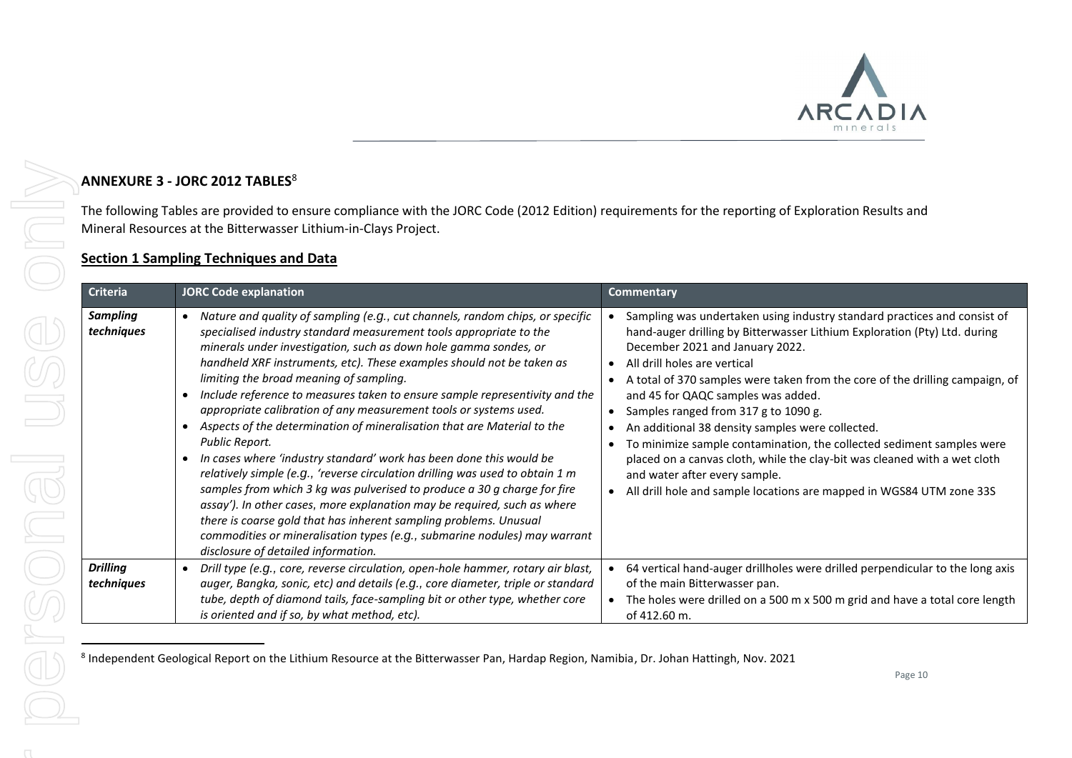## ANNEXURE 3 - JORC 2012 TABLES[8]

The following Tables are provided to ensure compliance with the JORC Code (2012 Edition) requirements for the reporting of Exploration Results and Mineral Resources at the Bitterwasser Lithium-in-Clays Project.

### Section 1 Sampling Techniques and Data

| Criteria | JORC Code explanation | Commentary |
|---|---|---|
| ***Sampling techniques*** | • *Nature and quality of sampling (e.g., cut channels, random chips, or specific specialised industry standard measurement tools appropriate to the minerals under investigation, such as down hole gamma sondes, or handheld XRF instruments, etc). These examples should not be taken as limiting the broad meaning of sampling.*<br>• *Include reference to measures taken to ensure sample representivity and the appropriate calibration of any measurement tools or systems used.*<br>• *Aspects of the determination of mineralisation that are Material to the Public Report.*<br>• *In cases where 'industry standard' work has been done this would be relatively simple (e.g., 'reverse circulation drilling was used to obtain 1 m samples from which 3 kg was pulverised to produce a 30 g charge for fire assay'). In other cases, more explanation may be required, such as where there is coarse gold that has inherent sampling problems. Unusual commodities or mineralisation types (e.g., submarine nodules) may warrant disclosure of detailed information.* | • Sampling was undertaken using industry standard practices and consist of hand-auger drilling by Bitterwasser Lithium Exploration (Pty) Ltd. during December 2021 and January 2022.<br>• All drill holes are vertical<br>• A total of 370 samples were taken from the core of the drilling campaign, of and 45 for QAQC samples was added.<br>• Samples ranged from 317 g to 1090 g.<br>• An additional 38 density samples were collected.<br>• To minimize sample contamination, the collected sediment samples were placed on a canvas cloth, while the clay-bit was cleaned with a wet cloth and water after every sample.<br>• All drill hole and sample locations are mapped in WGS84 UTM zone 33S |
| ***Drilling techniques*** | • *Drill type (e.g., core, reverse circulation, open-hole hammer, rotary air blast, auger, Bangka, sonic, etc) and details (e.g., core diameter, triple or standard tube, depth of diamond tails, face-sampling bit or other type, whether core is oriented and if so, by what method, etc).* | • 64 vertical hand-auger drillholes were drilled perpendicular to the long axis of the main Bitterwasser pan.<br>• The holes were drilled on a 500 m x 500 m grid and have a total core length of 412.60 m. |

[8] Independent Geological Report on the Lithium Resource at the Bitterwasser Pan, Hardap Region, Namibia, Dr. Johan Hattingh, Nov. 2021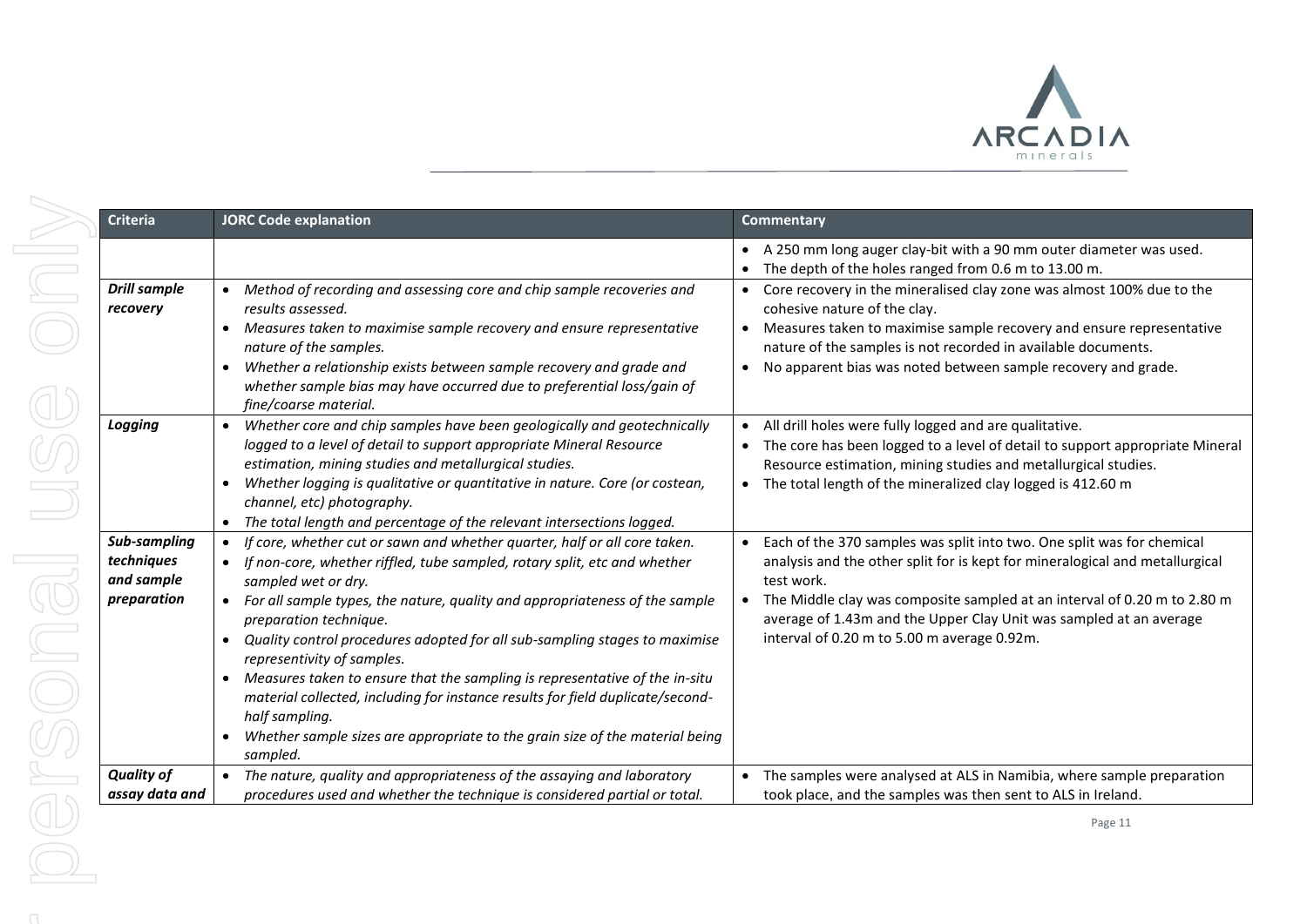| Criteria | JORC Code explanation | Commentary |
|---|---|---|
| | | • A 250 mm long auger clay-bit with a 90 mm outer diameter was used.<br>• The depth of the holes ranged from 0.6 m to 13.00 m. |
| ***Drill sample recovery*** | • *Method of recording and assessing core and chip sample recoveries and results assessed.*<br>• *Measures taken to maximise sample recovery and ensure representative nature of the samples.*<br>• *Whether a relationship exists between sample recovery and grade and whether sample bias may have occurred due to preferential loss/gain of fine/coarse material.* | • Core recovery in the mineralised clay zone was almost 100% due to the cohesive nature of the clay.<br>• Measures taken to maximise sample recovery and ensure representative nature of the samples is not recorded in available documents.<br>• No apparent bias was noted between sample recovery and grade. |
| ***Logging*** | • *Whether core and chip samples have been geologically and geotechnically logged to a level of detail to support appropriate Mineral Resource estimation, mining studies and metallurgical studies.*<br>• *Whether logging is qualitative or quantitative in nature. Core (or costean, channel, etc) photography.*<br>• *The total length and percentage of the relevant intersections logged.* | • All drill holes were fully logged and are qualitative.<br>• The core has been logged to a level of detail to support appropriate Mineral Resource estimation, mining studies and metallurgical studies.<br>• The total length of the mineralized clay logged is 412.60 m |
| ***Sub-sampling techniques and sample preparation*** | • *If core, whether cut or sawn and whether quarter, half or all core taken.*<br>• *If non-core, whether riffled, tube sampled, rotary split, etc and whether sampled wet or dry.*<br>• *For all sample types, the nature, quality and appropriateness of the sample preparation technique.*<br>• *Quality control procedures adopted for all sub-sampling stages to maximise representivity of samples.*<br>• *Measures taken to ensure that the sampling is representative of the in-situ material collected, including for instance results for field duplicate/second-half sampling.*<br>• *Whether sample sizes are appropriate to the grain size of the material being sampled.* | • Each of the 370 samples was split into two. One split was for chemical analysis and the other split for is kept for mineralogical and metallurgical test work.<br>• The Middle clay was composite sampled at an interval of 0.20 m to 2.80 m average of 1.43m and the Upper Clay Unit was sampled at an average interval of 0.20 m to 5.00 m average 0.92m. |
| ***Quality of assay data and*** | • *The nature, quality and appropriateness of the assaying and laboratory procedures used and whether the technique is considered partial or total.* | • The samples were analysed at ALS in Namibia, where sample preparation took place, and the samples was then sent to ALS in Ireland. |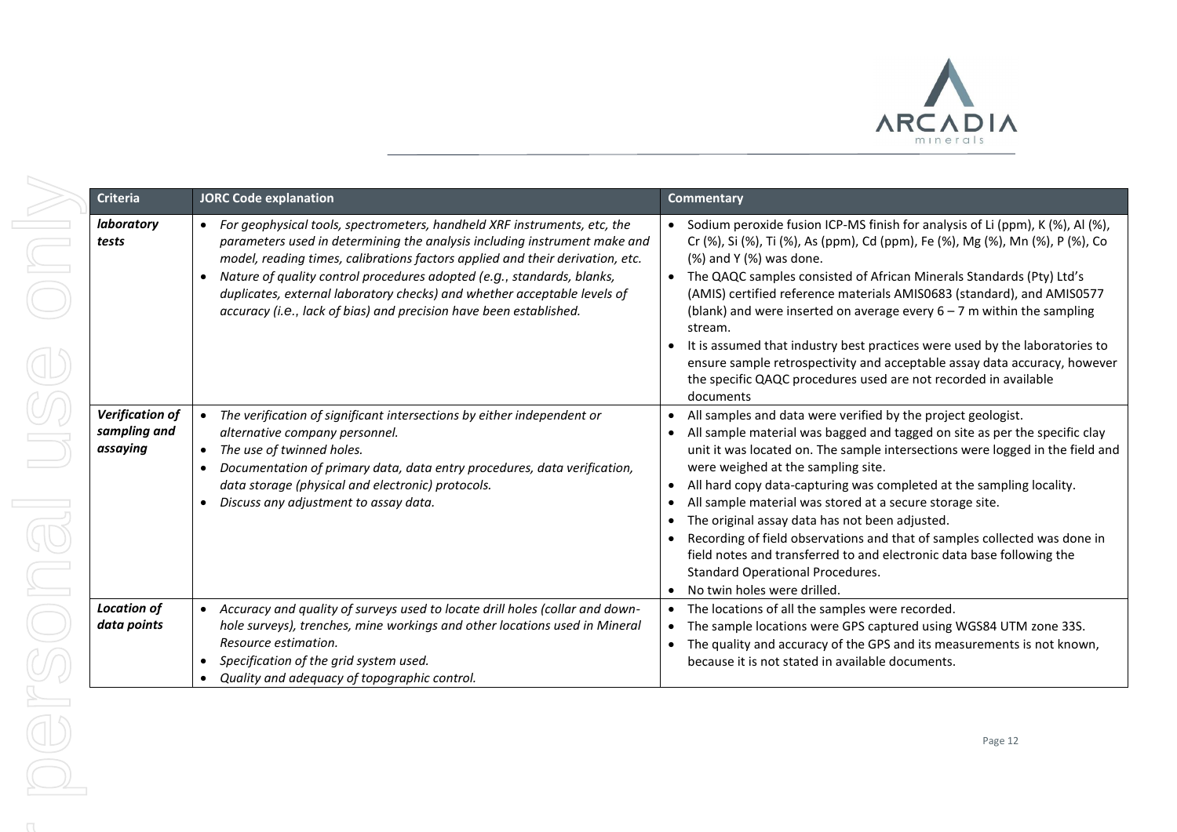| Criteria | JORC Code explanation | Commentary |
|---|---|---|
| ***laboratory tests*** | • *For geophysical tools, spectrometers, handheld XRF instruments, etc, the parameters used in determining the analysis including instrument make and model, reading times, calibrations factors applied and their derivation, etc.*<br>• *Nature of quality control procedures adopted (e.g., standards, blanks, duplicates, external laboratory checks) and whether acceptable levels of accuracy (i.e., lack of bias) and precision have been established.* | • Sodium peroxide fusion ICP-MS finish for analysis of Li (ppm), K (%), Al (%), Cr (%), Si (%), Ti (%), As (ppm), Cd (ppm), Fe (%), Mg (%), Mn (%), P (%), Co (%) and Y (%) was done.<br>• The QAQC samples consisted of African Minerals Standards (Pty) Ltd's (AMIS) certified reference materials AMIS0683 (standard), and AMIS0577 (blank) and were inserted on average every 6 – 7 m within the sampling stream.<br>• It is assumed that industry best practices were used by the laboratories to ensure sample retrospectivity and acceptable assay data accuracy, however the specific QAQC procedures used are not recorded in available documents |
| ***Verification of sampling and assaying*** | • *The verification of significant intersections by either independent or alternative company personnel.*<br>• *The use of twinned holes.*<br>• *Documentation of primary data, data entry procedures, data verification, data storage (physical and electronic) protocols.*<br>• *Discuss any adjustment to assay data.* | • All samples and data were verified by the project geologist.<br>• All sample material was bagged and tagged on site as per the specific clay unit it was located on. The sample intersections were logged in the field and were weighed at the sampling site.<br>• All hard copy data-capturing was completed at the sampling locality.<br>• All sample material was stored at a secure storage site.<br>• The original assay data has not been adjusted.<br>• Recording of field observations and that of samples collected was done in field notes and transferred to and electronic data base following the Standard Operational Procedures.<br>• No twin holes were drilled. |
| ***Location of data points*** | • *Accuracy and quality of surveys used to locate drill holes (collar and down-hole surveys), trenches, mine workings and other locations used in Mineral Resource estimation.*<br>• *Specification of the grid system used.*<br>• *Quality and adequacy of topographic control.* | • The locations of all the samples were recorded.<br>• The sample locations were GPS captured using WGS84 UTM zone 33S.<br>• The quality and accuracy of the GPS and its measurements is not known, because it is not stated in available documents. |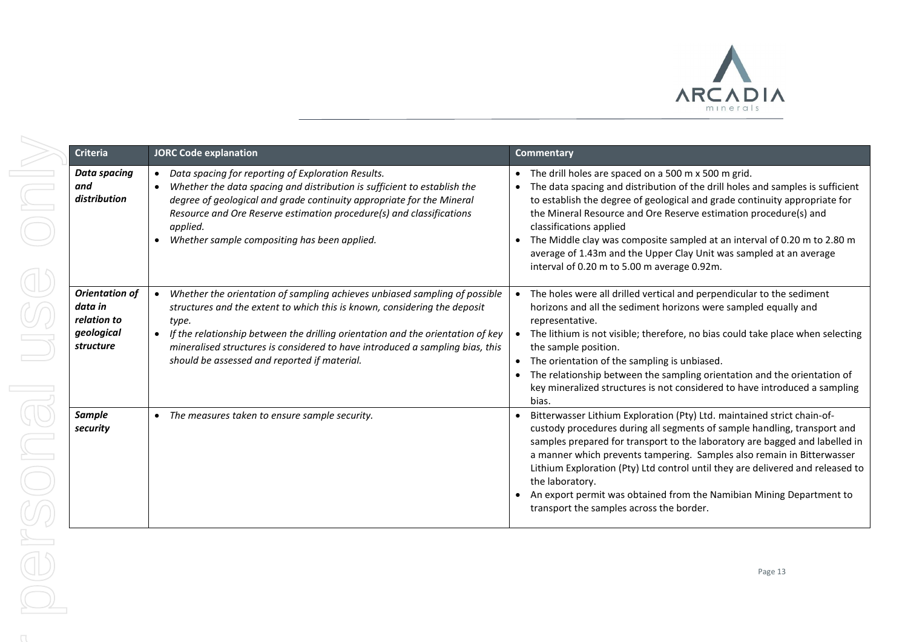| Criteria | JORC Code explanation | Commentary |
|---|---|---|
| ***Data spacing and distribution*** | • *Data spacing for reporting of Exploration Results.*<br>• *Whether the data spacing and distribution is sufficient to establish the degree of geological and grade continuity appropriate for the Mineral Resource and Ore Reserve estimation procedure(s) and classifications applied.*<br>• *Whether sample compositing has been applied.* | • The drill holes are spaced on a 500 m x 500 m grid.<br>• The data spacing and distribution of the drill holes and samples is sufficient to establish the degree of geological and grade continuity appropriate for the Mineral Resource and Ore Reserve estimation procedure(s) and classifications applied<br>• The Middle clay was composite sampled at an interval of 0.20 m to 2.80 m average of 1.43m and the Upper Clay Unit was sampled at an average interval of 0.20 m to 5.00 m average 0.92m. |
| ***Orientation of data in relation to geological structure*** | • *Whether the orientation of sampling achieves unbiased sampling of possible structures and the extent to which this is known, considering the deposit type.*<br>• *If the relationship between the drilling orientation and the orientation of key mineralised structures is considered to have introduced a sampling bias, this should be assessed and reported if material.* | • The holes were all drilled vertical and perpendicular to the sediment horizons and all the sediment horizons were sampled equally and representative.<br>• The lithium is not visible; therefore, no bias could take place when selecting the sample position.<br>• The orientation of the sampling is unbiased.<br>• The relationship between the sampling orientation and the orientation of key mineralized structures is not considered to have introduced a sampling bias. |
| ***Sample security*** | • *The measures taken to ensure sample security.* | • Bitterwasser Lithium Exploration (Pty) Ltd. maintained strict chain-of-custody procedures during all segments of sample handling, transport and samples prepared for transport to the laboratory are bagged and labelled in a manner which prevents tampering. Samples also remain in Bitterwasser Lithium Exploration (Pty) Ltd control until they are delivered and released to the laboratory.<br>• An export permit was obtained from the Namibian Mining Department to transport the samples across the border. |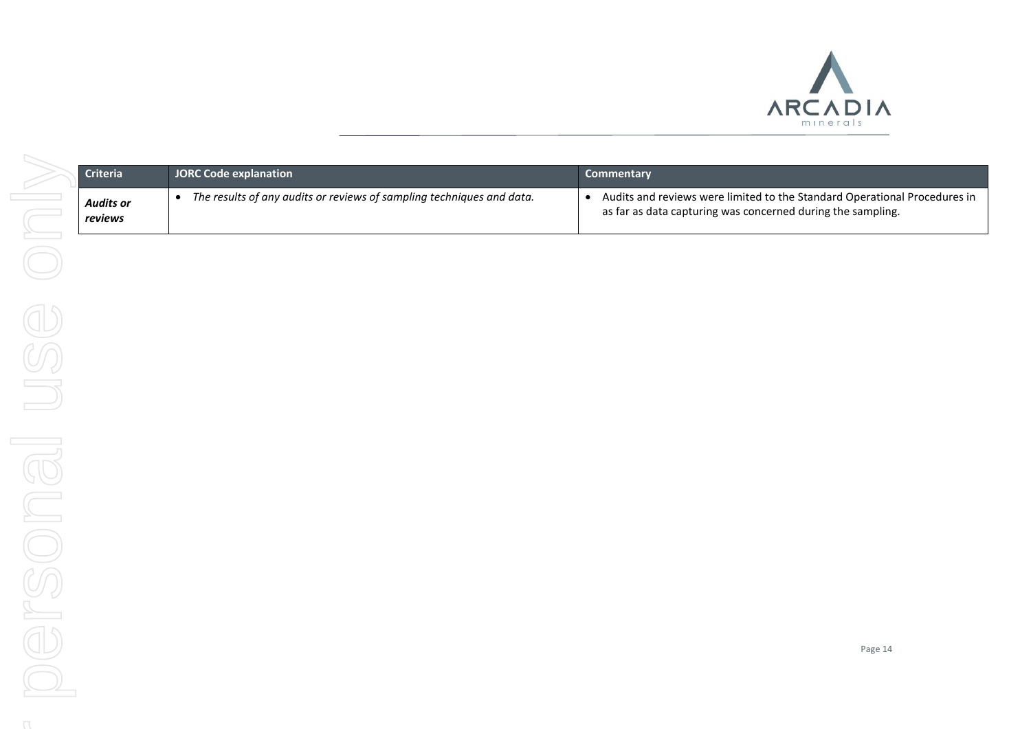| Criteria | JORC Code explanation | Commentary |
|---|---|---|
| ***Audits or reviews*** | • *The results of any audits or reviews of sampling techniques and data.* | • Audits and reviews were limited to the Standard Operational Procedures in as far as data capturing was concerned during the sampling. |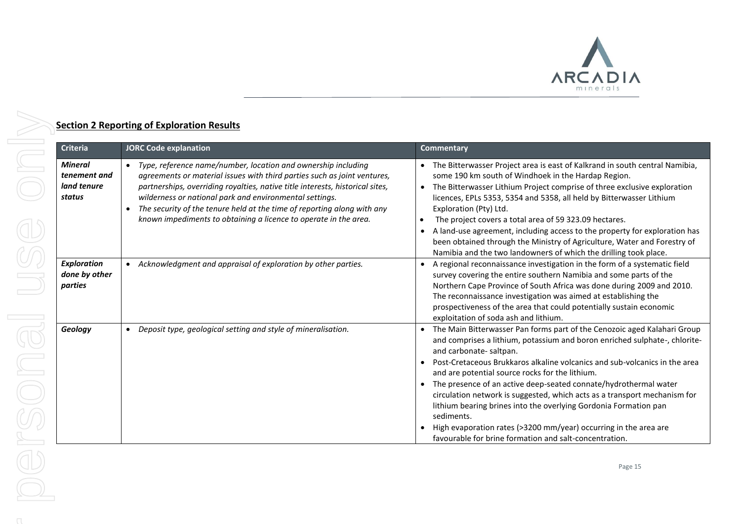**Section 2 Reporting of Exploration Results**

| Criteria | JORC Code explanation | Commentary |
|---|---|---|
| ***Mineral tenement and land tenure status*** | • *Type, reference name/number, location and ownership including agreements or material issues with third parties such as joint ventures, partnerships, overriding royalties, native title interests, historical sites, wilderness or national park and environmental settings.*<br>• *The security of the tenure held at the time of reporting along with any known impediments to obtaining a licence to operate in the area.* | • The Bitterwasser Project area is east of Kalkrand in south central Namibia, some 190 km south of Windhoek in the Hardap Region.<br>• The Bitterwasser Lithium Project comprise of three exclusive exploration licences, EPLs 5353, 5354 and 5358, all held by Bitterwasser Lithium Exploration (Pty) Ltd.<br>• The project covers a total area of 59 323.09 hectares.<br>• A land-use agreement, including access to the property for exploration has been obtained through the Ministry of Agriculture, Water and Forestry of Namibia and the two landowners of which the drilling took place. |
| ***Exploration done by other parties*** | • *Acknowledgment and appraisal of exploration by other parties.* | • A regional reconnaissance investigation in the form of a systematic field survey covering the entire southern Namibia and some parts of the Northern Cape Province of South Africa was done during 2009 and 2010. The reconnaissance investigation was aimed at establishing the prospectiveness of the area that could potentially sustain economic exploitation of soda ash and lithium. |
| ***Geology*** | • *Deposit type, geological setting and style of mineralisation.* | • The Main Bitterwasser Pan forms part of the Cenozoic aged Kalahari Group and comprises a lithium, potassium and boron enriched sulphate-, chlorite- and carbonate- saltpan.<br>• Post-Cretaceous Brukkaros alkaline volcanics and sub-volcanics in the area and are potential source rocks for the lithium.<br>• The presence of an active deep-seated connate/hydrothermal water circulation network is suggested, which acts as a transport mechanism for lithium bearing brines into the overlying Gordonia Formation pan sediments.<br>• High evaporation rates (>3200 mm/year) occurring in the area are favourable for brine formation and salt-concentration. |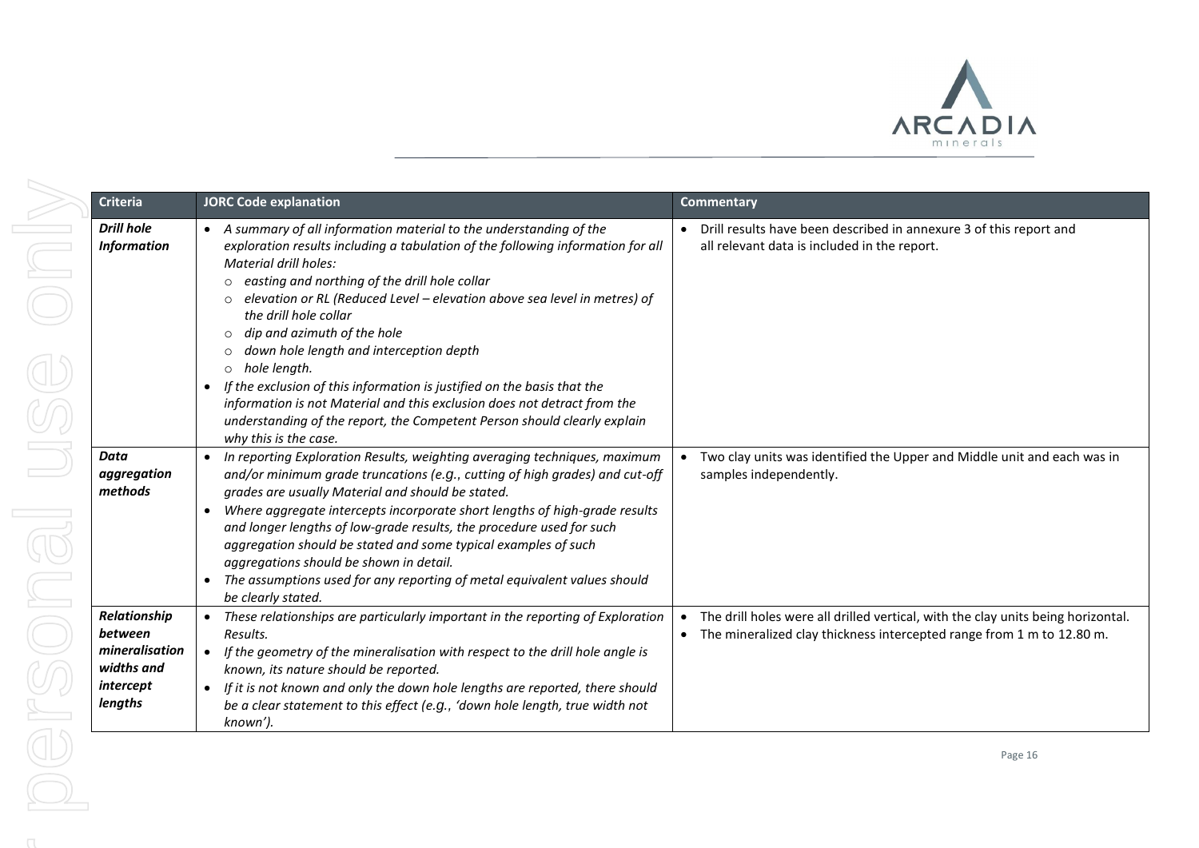| Criteria | JORC Code explanation | Commentary |
|---|---|---|
| ***Drill hole Information*** | • *A summary of all information material to the understanding of the exploration results including a tabulation of the following information for all Material drill holes:*<br>○ *easting and northing of the drill hole collar*<br>○ *elevation or RL (Reduced Level – elevation above sea level in metres) of the drill hole collar*<br>○ *dip and azimuth of the hole*<br>○ *down hole length and interception depth*<br>○ *hole length.*<br>• *If the exclusion of this information is justified on the basis that the information is not Material and this exclusion does not detract from the understanding of the report, the Competent Person should clearly explain why this is the case.* | • Drill results have been described in annexure 3 of this report and all relevant data is included in the report. |
| ***Data aggregation methods*** | • *In reporting Exploration Results, weighting averaging techniques, maximum and/or minimum grade truncations (e.g., cutting of high grades) and cut-off grades are usually Material and should be stated.*<br>• *Where aggregate intercepts incorporate short lengths of high-grade results and longer lengths of low-grade results, the procedure used for such aggregation should be stated and some typical examples of such aggregations should be shown in detail.*<br>• *The assumptions used for any reporting of metal equivalent values should be clearly stated.* | • Two clay units was identified the Upper and Middle unit and each was in samples independently. |
| ***Relationship between mineralisation widths and intercept lengths*** | • *These relationships are particularly important in the reporting of Exploration Results.*<br>• *If the geometry of the mineralisation with respect to the drill hole angle is known, its nature should be reported.*<br>• *If it is not known and only the down hole lengths are reported, there should be a clear statement to this effect (e.g., 'down hole length, true width not known').* | • The drill holes were all drilled vertical, with the clay units being horizontal.<br>• The mineralized clay thickness intercepted range from 1 m to 12.80 m. |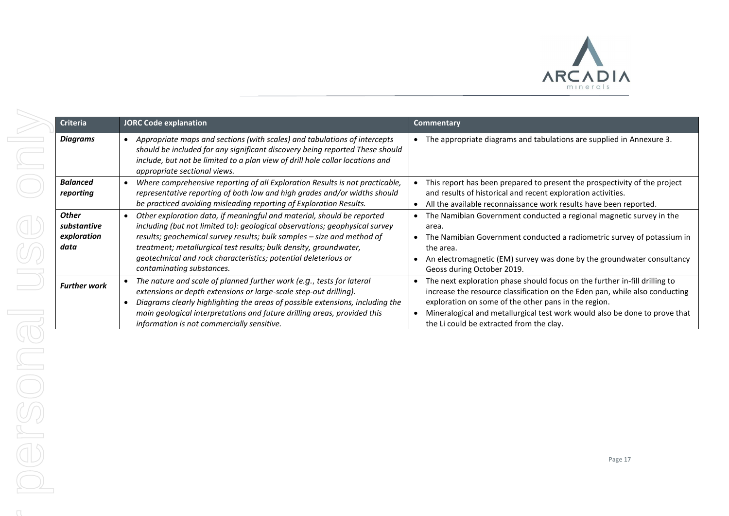| Criteria | JORC Code explanation | Commentary |
|---|---|---|
| ***Diagrams*** | • *Appropriate maps and sections (with scales) and tabulations of intercepts should be included for any significant discovery being reported These should include, but not be limited to a plan view of drill hole collar locations and appropriate sectional views.* | • The appropriate diagrams and tabulations are supplied in Annexure 3. |
| ***Balanced reporting*** | • *Where comprehensive reporting of all Exploration Results is not practicable, representative reporting of both low and high grades and/or widths should be practiced avoiding misleading reporting of Exploration Results.* | • This report has been prepared to present the prospectivity of the project and results of historical and recent exploration activities.<br>• All the available reconnaissance work results have been reported. |
| ***Other substantive exploration data*** | • *Other exploration data, if meaningful and material, should be reported including (but not limited to): geological observations; geophysical survey results; geochemical survey results; bulk samples – size and method of treatment; metallurgical test results; bulk density, groundwater, geotechnical and rock characteristics; potential deleterious or contaminating substances.* | • The Namibian Government conducted a regional magnetic survey in the area.<br>• The Namibian Government conducted a radiometric survey of potassium in the area.<br>• An electromagnetic (EM) survey was done by the groundwater consultancy Geoss during October 2019. |
| ***Further work*** | • *The nature and scale of planned further work (e.g., tests for lateral extensions or depth extensions or large-scale step-out drilling).*<br>• *Diagrams clearly highlighting the areas of possible extensions, including the main geological interpretations and future drilling areas, provided this information is not commercially sensitive.* | • The next exploration phase should focus on the further in-fill drilling to increase the resource classification on the Eden pan, while also conducting exploration on some of the other pans in the region.<br>• Mineralogical and metallurgical test work would also be done to prove that the Li could be extracted from the clay. |